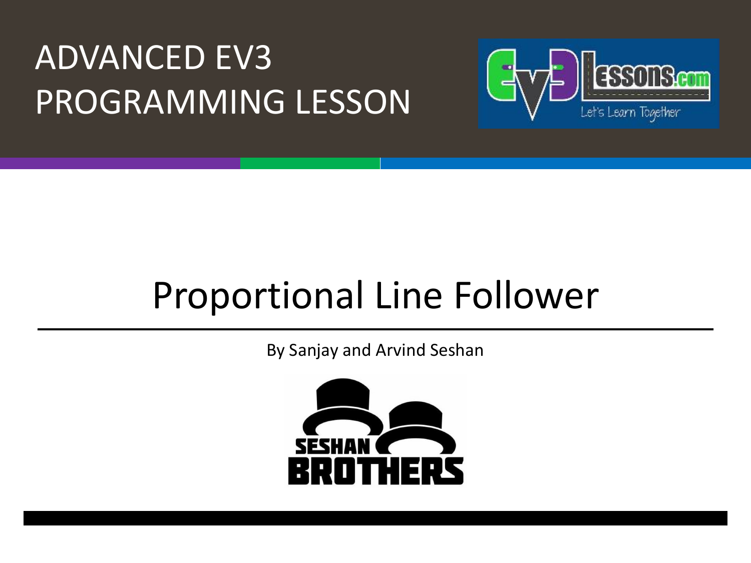# ADVANCED EV3 PROGRAMMING LESSON

## Proportional Line Follower

By Sanjay and Arvind Seshan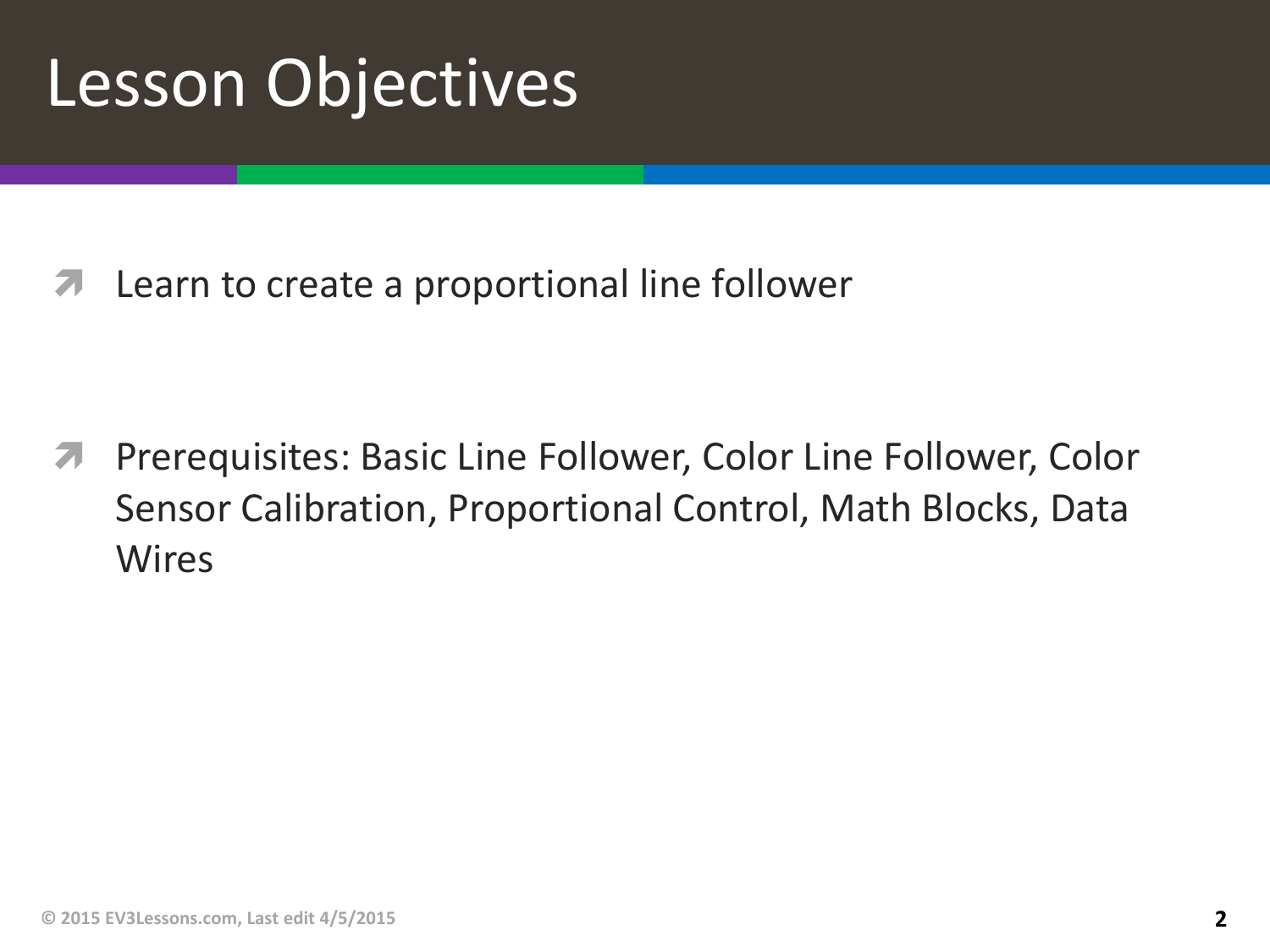# Lesson Objectives

- Learn to create a proportional line follower

- Prerequisites: Basic Line Follower, Color Line Follower, Color Sensor Calibration, Proportional Control, Math Blocks, Data Wires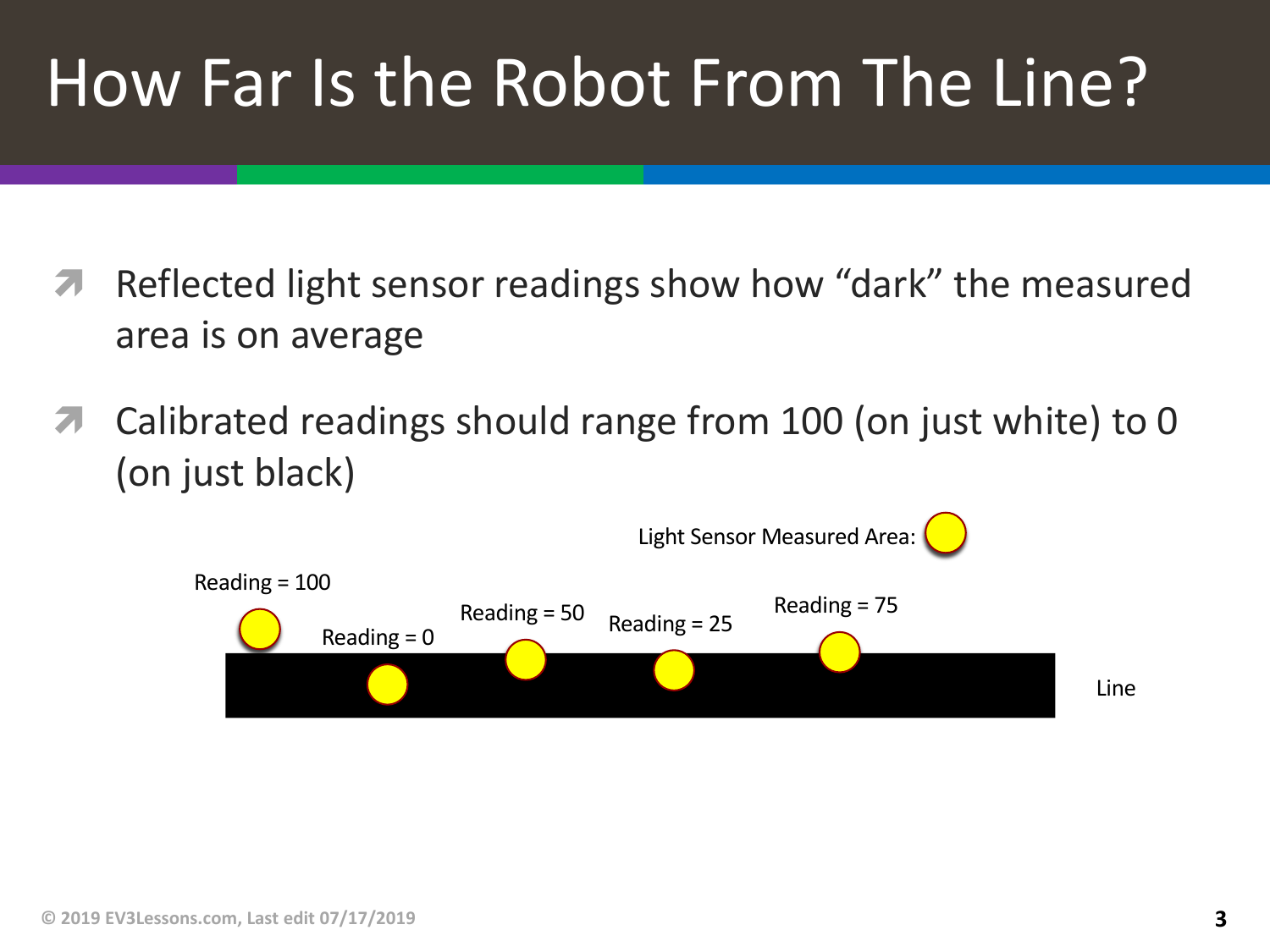# How Far Is the Robot From The Line?

- Reflected light sensor readings show how "dark" the measured area is on average
- Calibrated readings should range from 100 (on just white) to 0 (on just black)

Light Sensor Measured Area:

Reading = 100

Reading = 0

Reading = 50

Reading = 25

Reading = 75

Line

© 2019 EV3Lessons.com, Last edit 07/17/2019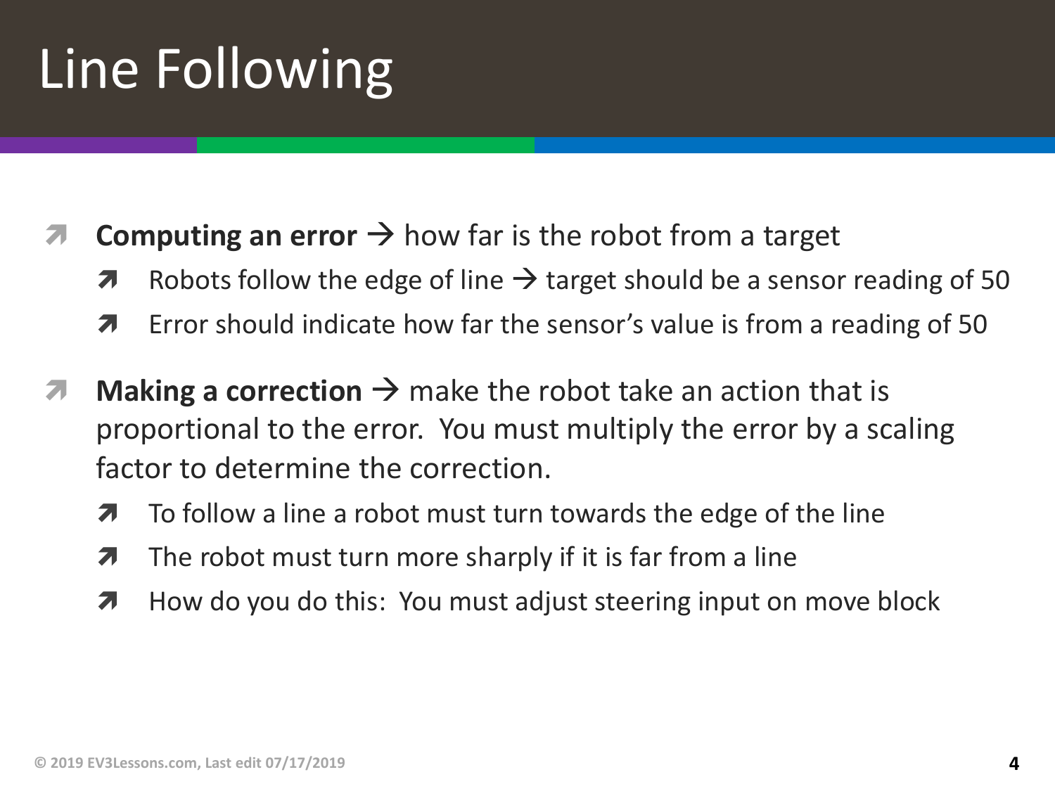# Line Following

- **Computing an error** → how far is the robot from a target
  - Robots follow the edge of line → target should be a sensor reading of 50
  - Error should indicate how far the sensor's value is from a reading of 50
- **Making a correction** → make the robot take an action that is proportional to the error. You must multiply the error by a scaling factor to determine the correction.
  - To follow a line a robot must turn towards the edge of the line
  - The robot must turn more sharply if it is far from a line
  - How do you do this: You must adjust steering input on move block

© 2019 EV3Lessons.com, Last edit 07/17/2019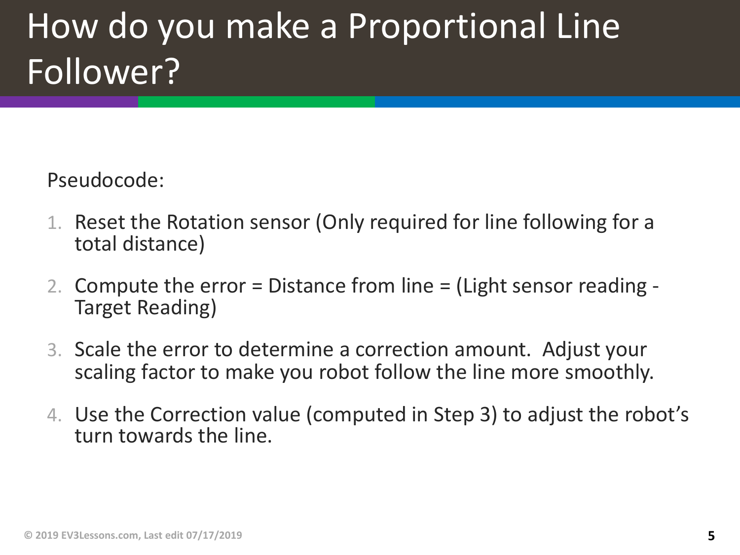# How do you make a Proportional Line Follower?

Pseudocode:

1. Reset the Rotation sensor (Only required for line following for a total distance)
2. Compute the error = Distance from line = (Light sensor reading - Target Reading)
3. Scale the error to determine a correction amount. Adjust your scaling factor to make you robot follow the line more smoothly.
4. Use the Correction value (computed in Step 3) to adjust the robot's turn towards the line.

© 2019 EV3Lessons.com, Last edit 07/17/2019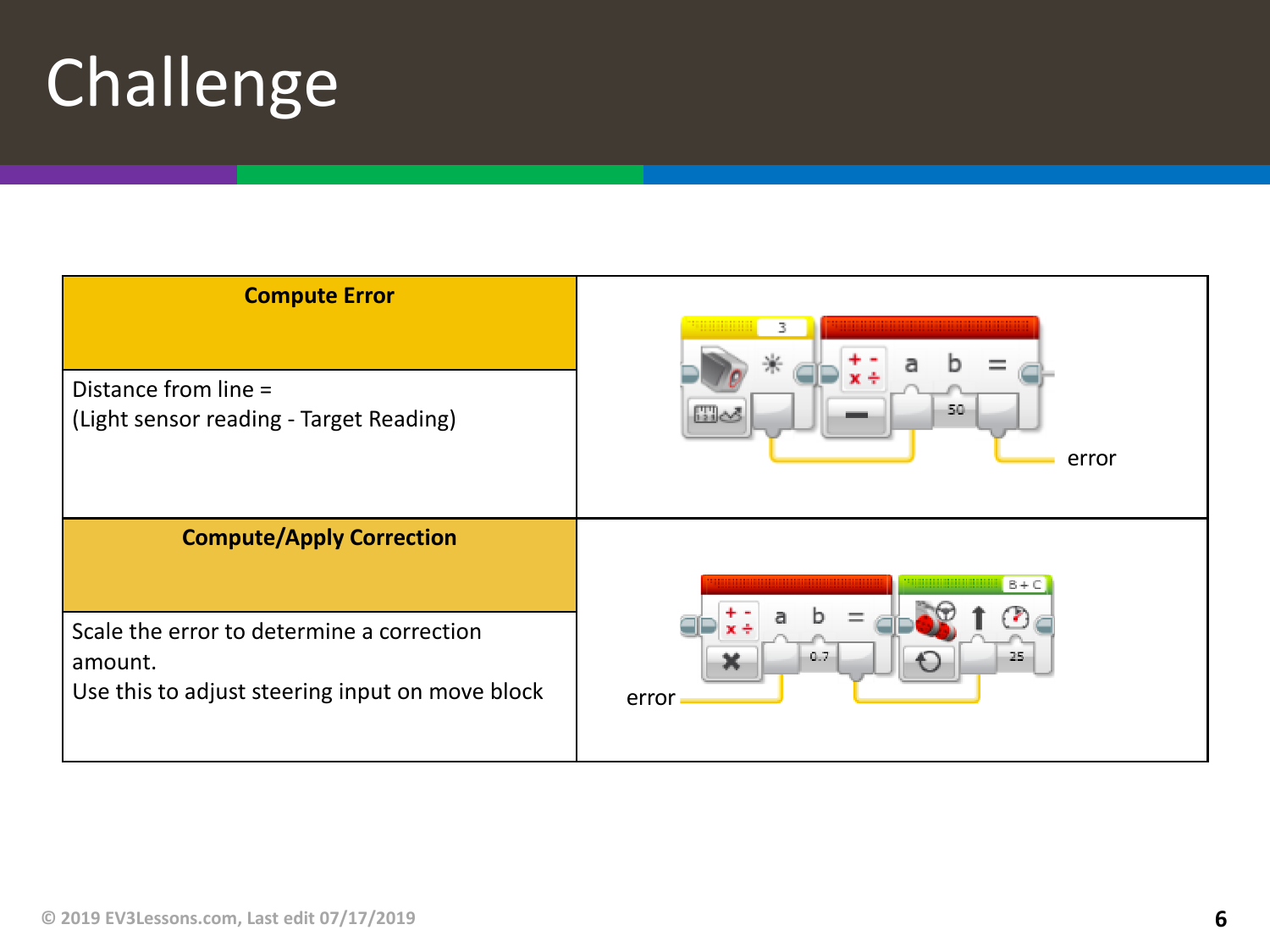# Challenge

| Compute Error | |
|---|---|
| Distance from line = (Light sensor reading - Target Reading) | error |
| **Compute/Apply Correction** | |
| Scale the error to determine a correction amount. Use this to adjust steering input on move block | error |

© 2019 EV3Lessons.com, Last edit 07/17/2019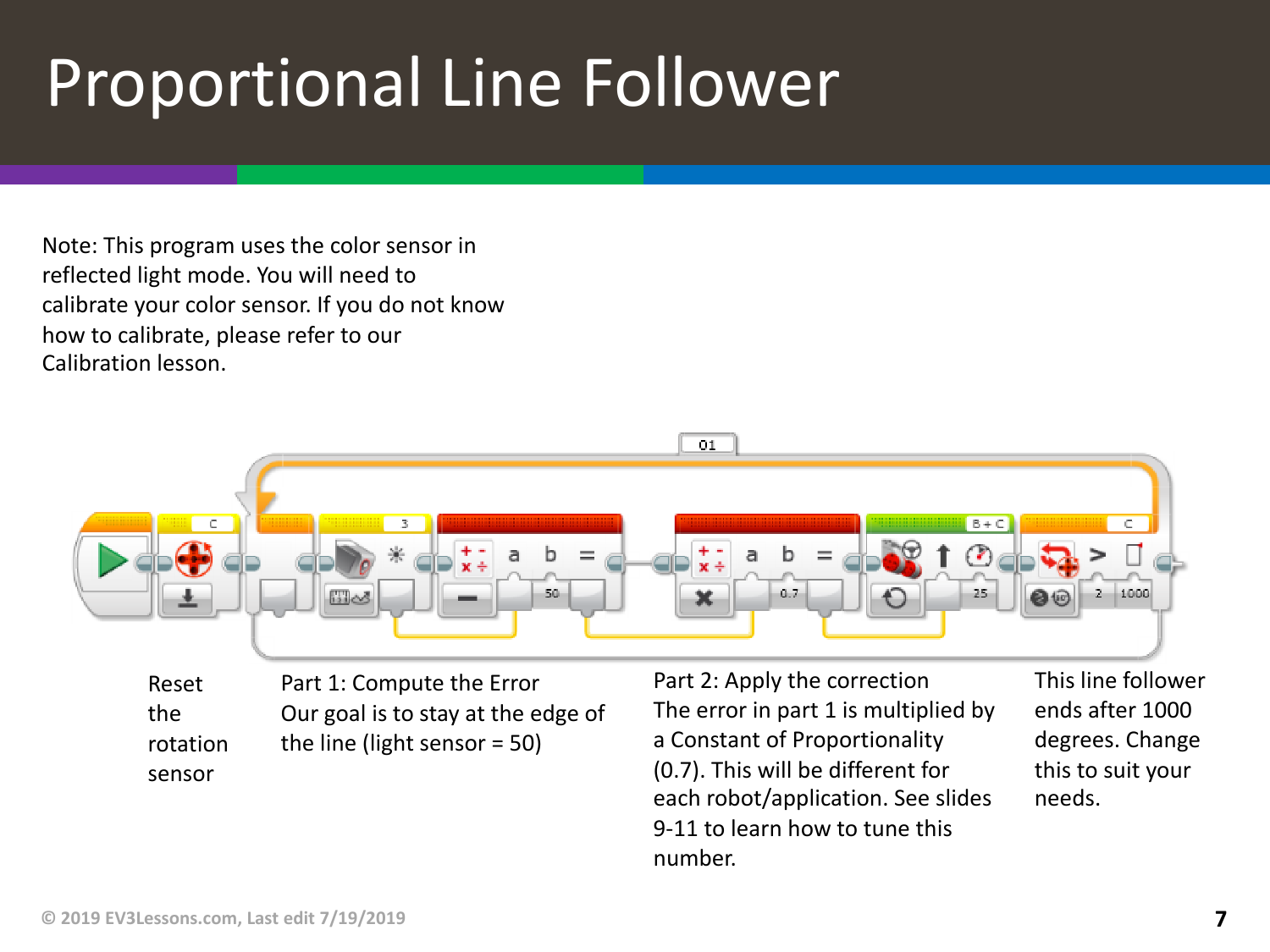# Proportional Line Follower

Note: This program uses the color sensor in reflected light mode. You will need to calibrate your color sensor. If you do not know how to calibrate, please refer to our Calibration lesson.

Reset the rotation sensor

Part 1: Compute the Error
Our goal is to stay at the edge of the line (light sensor = 50)

Part 2: Apply the correction
The error in part 1 is multiplied by a Constant of Proportionality (0.7). This will be different for each robot/application. See slides 9-11 to learn how to tune this number.

This line follower ends after 1000 degrees. Change this to suit your needs.

© 2019 EV3Lessons.com, Last edit 7/19/2019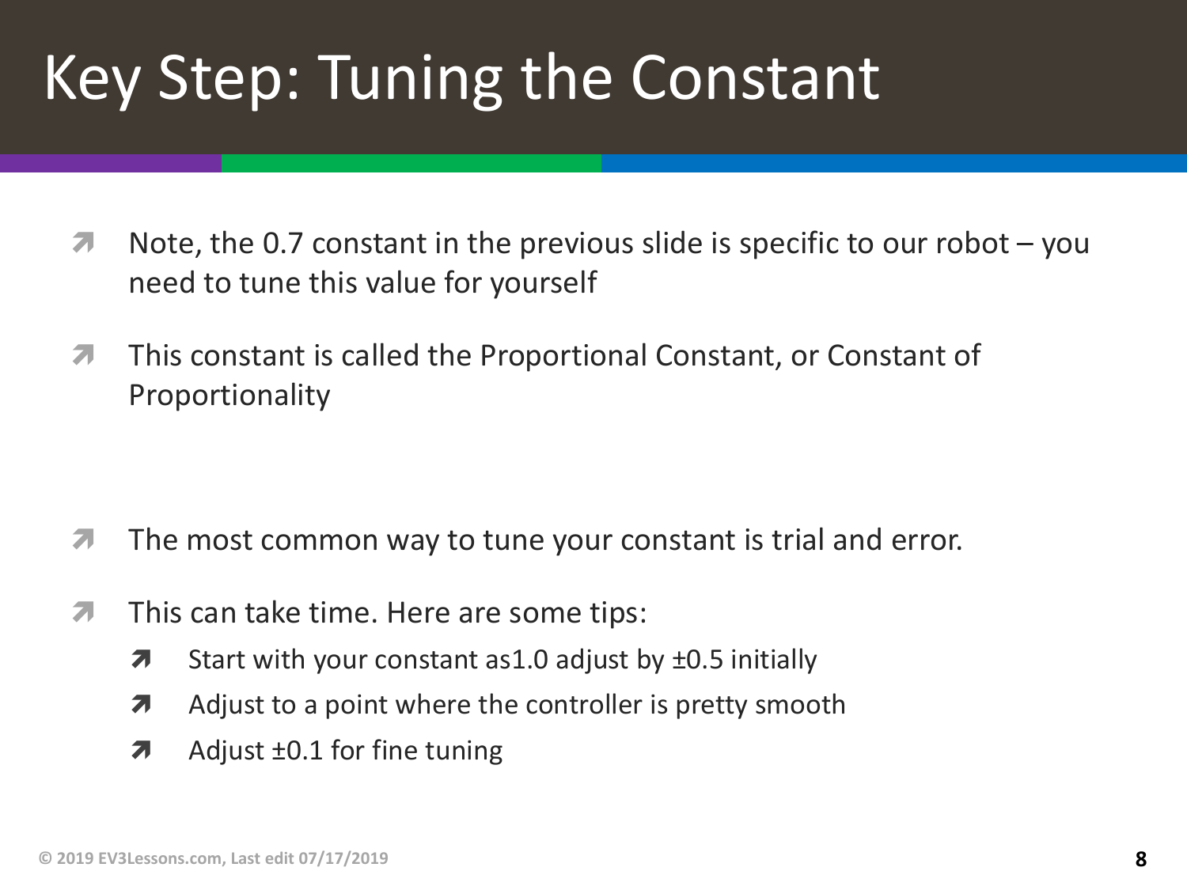# Key Step: Tuning the Constant

- Note, the 0.7 constant in the previous slide is specific to our robot – you need to tune this value for yourself
- This constant is called the Proportional Constant, or Constant of Proportionality

- The most common way to tune your constant is trial and error.
- This can take time. Here are some tips:
  - Start with your constant as1.0 adjust by ±0.5 initially
  - Adjust to a point where the controller is pretty smooth
  - Adjust ±0.1 for fine tuning

© 2019 EV3Lessons.com, Last edit 07/17/2019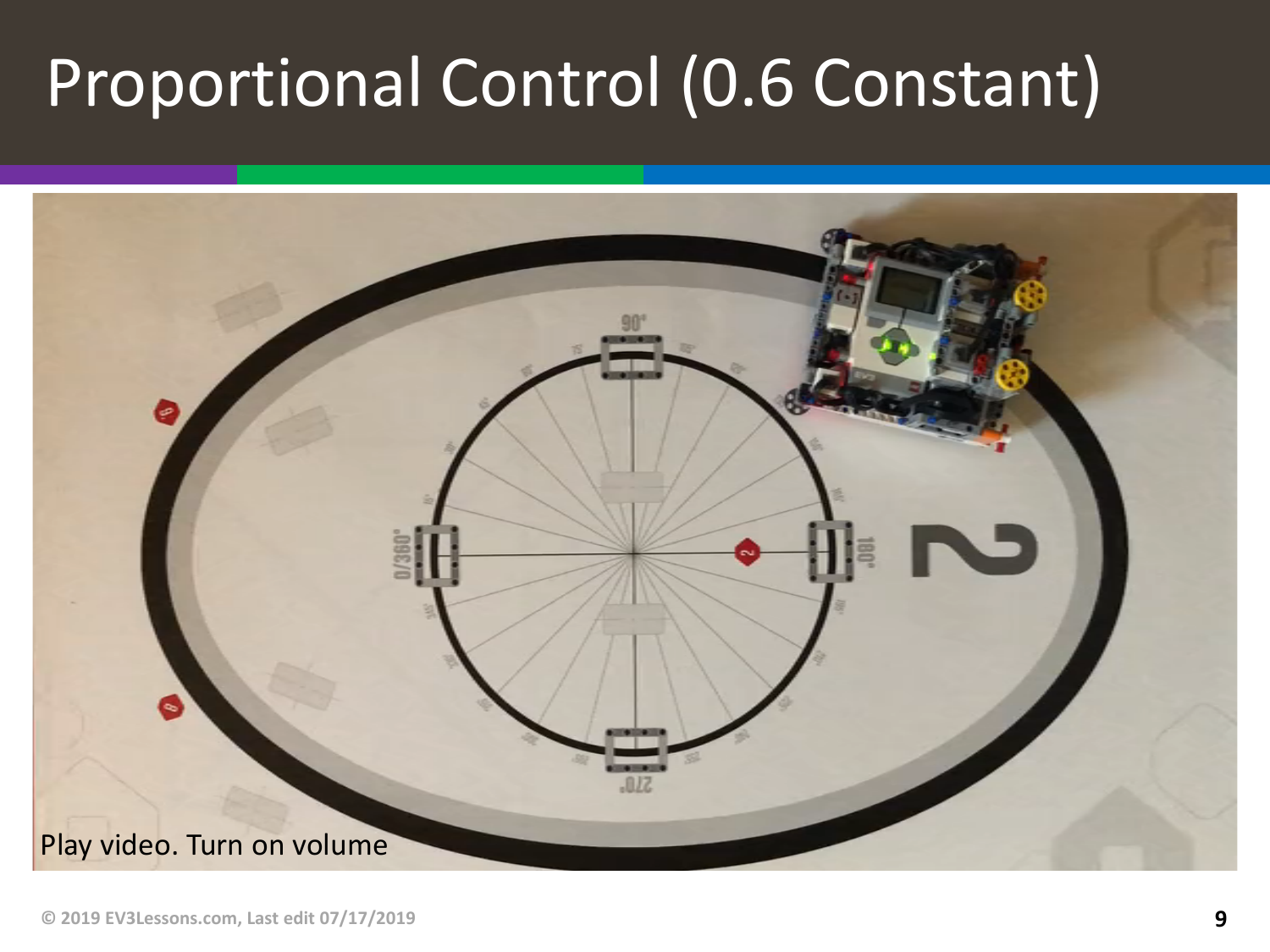# Proportional Control (0.6 Constant)

Play video. Turn on volume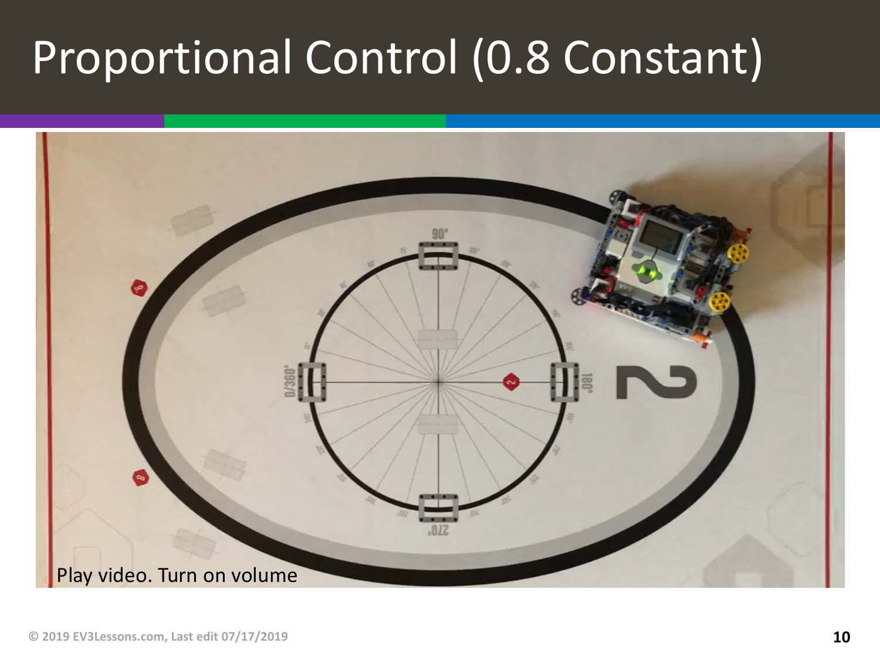# Proportional Control (0.8 Constant)

Play video. Turn on volume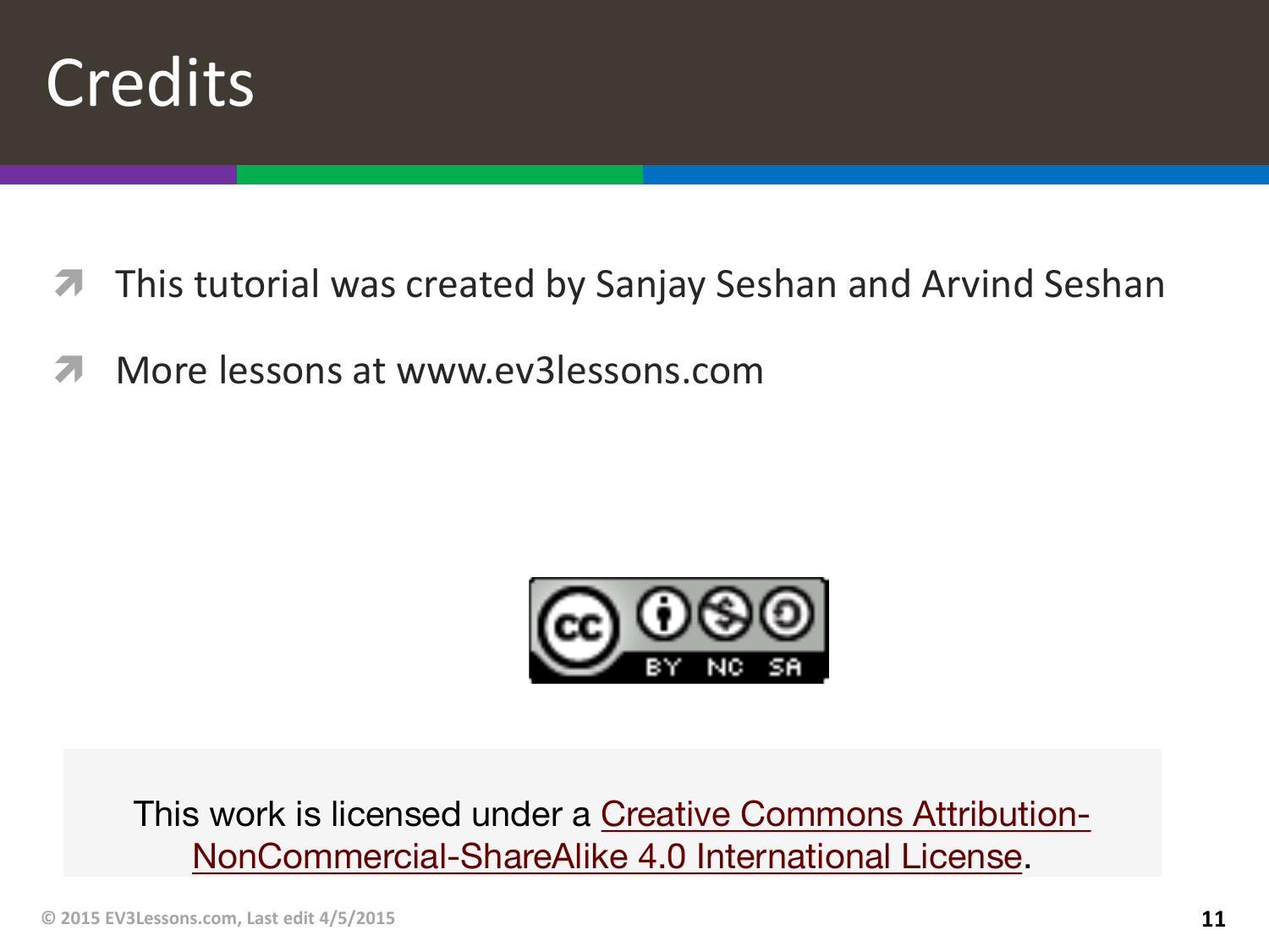# Credits

- This tutorial was created by Sanjay Seshan and Arvind Seshan
- More lessons at www.ev3lessons.com

This work is licensed under a Creative Commons Attribution-NonCommercial-ShareAlike 4.0 International License.

© 2015 EV3Lessons.com, Last edit 4/5/2015